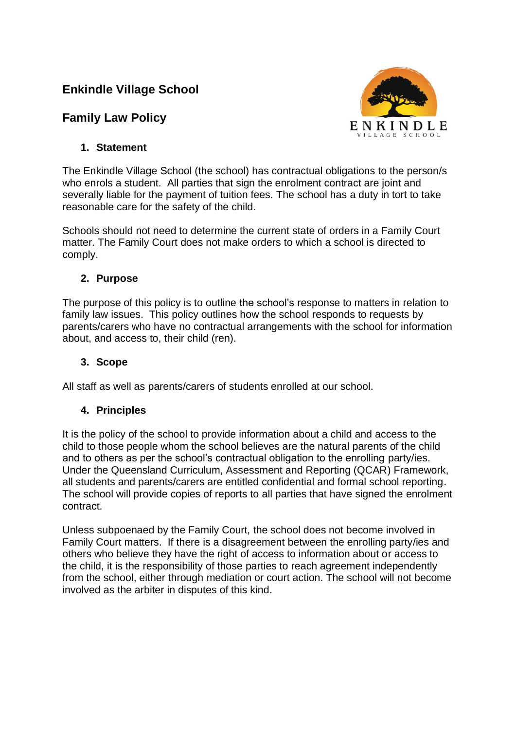# Enkindle Village School

## Family Law Policy

### 1. Statement

The Enkindle Village School (the school) has contractual obligations to the person/s who enrols a student. All parties that sign the enrolment contract are joint and severally liable for the payment of tuition fees. The school has a duty in tort to take reasonable care for the safety of the child.

Schools should not need to determine the current state of orders in a Family Court matter. The Family Court does not make orders to which a school is directed to comply.

### 2. Purpose

The purpose of this policy is to outline the school's response to matters in relation to family law issues. This policy outlines how the school responds to requests by parents/carers who have no contractual arrangements with the school for information about, and access to, their child (ren).

### 3. Scope

All staff as well as parents/carers of students enrolled at our school.

### 4. Principles

It is the policy of the school to provide information about a child and access to the child to those people whom the school believes are the natural parents of the child and to others as per the school's contractual obligation to the enrolling party/ies. Under the Queensland Curriculum, Assessment and Reporting (QCAR) Framework, all students and parents/carers are entitled confidential and formal school reporting. The school will provide copies of reports to all parties that have signed the enrolment contract.

Unless subpoenaed by the Family Court, the school does not become involved in Family Court matters. If there is a disagreement between the enrolling party/ies and others who believe they have the right of access to information about or access to the child, it is the responsibility of those parties to reach agreement independently from the school, either through mediation or court action. The school will not become involved as the arbiter in disputes of this kind.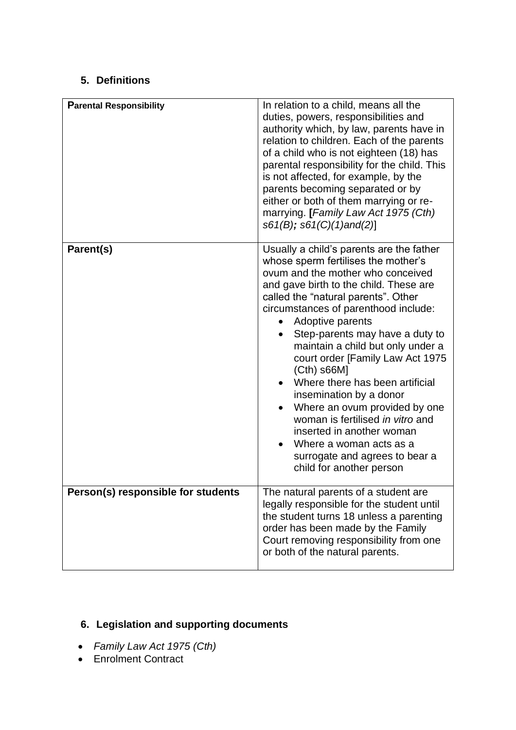## 5. Definitions

| Parental Responsibility | In relation to a child, means all the duties, powers, responsibilities and authority which, by law, parents have in relation to children. Each of the parents of a child who is not eighteen (18) has parental responsibility for the child. This is not affected, for example, by the parents becoming separated or by either or both of them marrying or re-marrying. **[***Family Law Act 1975 (Cth) s61(B)***;** *s61(C)(1)and(2)*] |
|---|---|
| **Parent(s)** | Usually a child's parents are the father whose sperm fertilises the mother's ovum and the mother who conceived and gave birth to the child. These are called the "natural parents". Other circumstances of parenthood include: <br>• Adoptive parents <br>• Step-parents may have a duty to maintain a child but only under a court order [Family Law Act 1975 (Cth) s66M] <br>• Where there has been artificial insemination by a donor <br>• Where an ovum provided by one woman is fertilised *in vitro* and inserted in another woman <br>• Where a woman acts as a surrogate and agrees to bear a child for another person |
| **Person(s) responsible for students** | The natural parents of a student are legally responsible for the student until the student turns 18 unless a parenting order has been made by the Family Court removing responsibility from one or both of the natural parents. |

## 6. Legislation and supporting documents

- *Family Law Act 1975 (Cth)*
- Enrolment Contract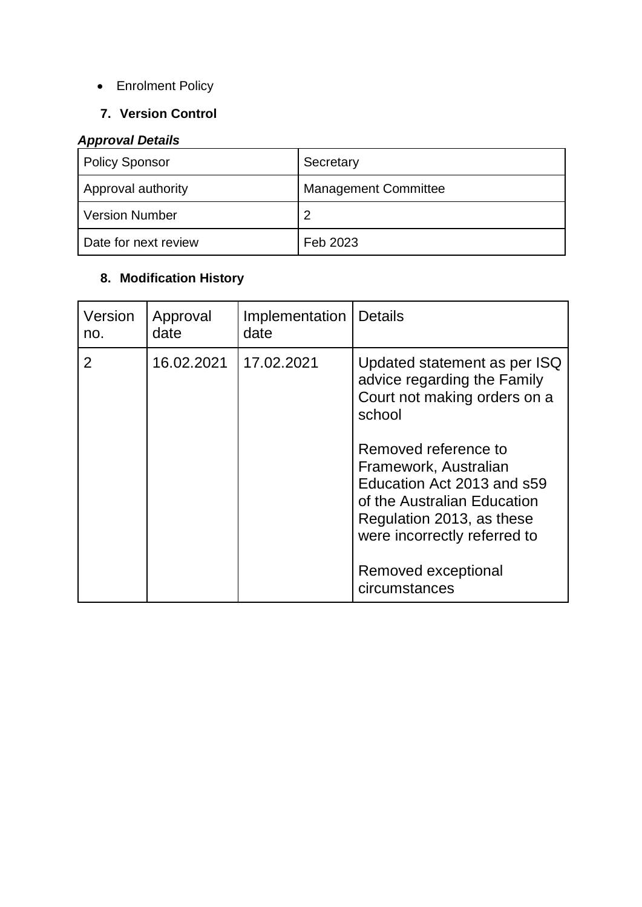- Enrolment Policy

## 7. Version Control

***Approval Details***

| | |
|---|---|
| Policy Sponsor | Secretary |
| Approval authority | Management Committee |
| Version Number | 2 |
| Date for next review | Feb 2023 |

## 8. Modification History

| Version no. | Approval date | Implementation date | Details |
|---|---|---|---|
| 2 | 16.02.2021 | 17.02.2021 | Updated statement as per ISQ advice regarding the Family Court not making orders on a school<br><br>Removed reference to Framework, Australian Education Act 2013 and s59 of the Australian Education Regulation 2013, as these were incorrectly referred to<br><br>Removed exceptional circumstances |